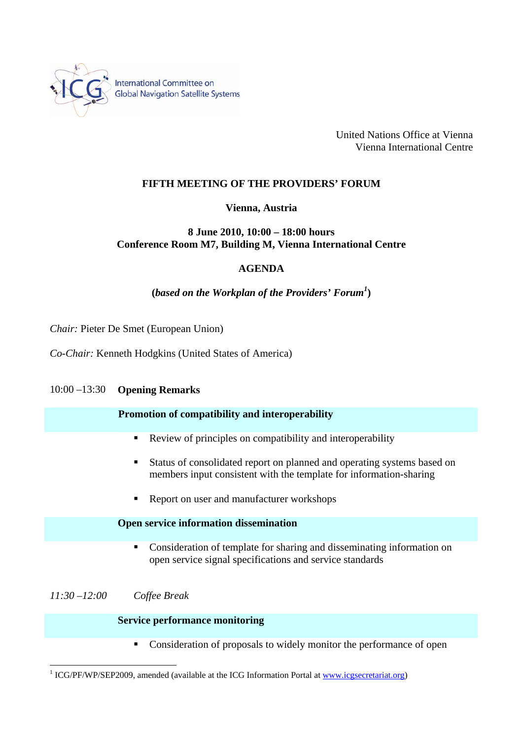International Committee on Global Navigation Satellite Systems

United Nations Office at Vienna
Vienna International Centre

**FIFTH MEETING OF THE PROVIDERS' FORUM**

**Vienna, Austria**

**8 June 2010, 10:00 – 18:00 hours**
**Conference Room M7, Building M, Vienna International Centre**

**AGENDA**

**(*based on the Workplan of the Providers' Forum*[1])**

*Chair:* Pieter De Smet (European Union)

*Co-Chair:* Kenneth Hodgkins (United States of America)

10:00 –13:30 **Opening Remarks**

**Promotion of compatibility and interoperability**

- Review of principles on compatibility and interoperability
- Status of consolidated report on planned and operating systems based on members input consistent with the template for information-sharing
- Report on user and manufacturer workshops

**Open service information dissemination**

- Consideration of template for sharing and disseminating information on open service signal specifications and service standards

*11:30 –12:00* *Coffee Break*

**Service performance monitoring**

- Consideration of proposals to widely monitor the performance of open

---

[1] ICG/PF/WP/SEP2009, amended (available at the ICG Information Portal at www.icgsecretariat.org)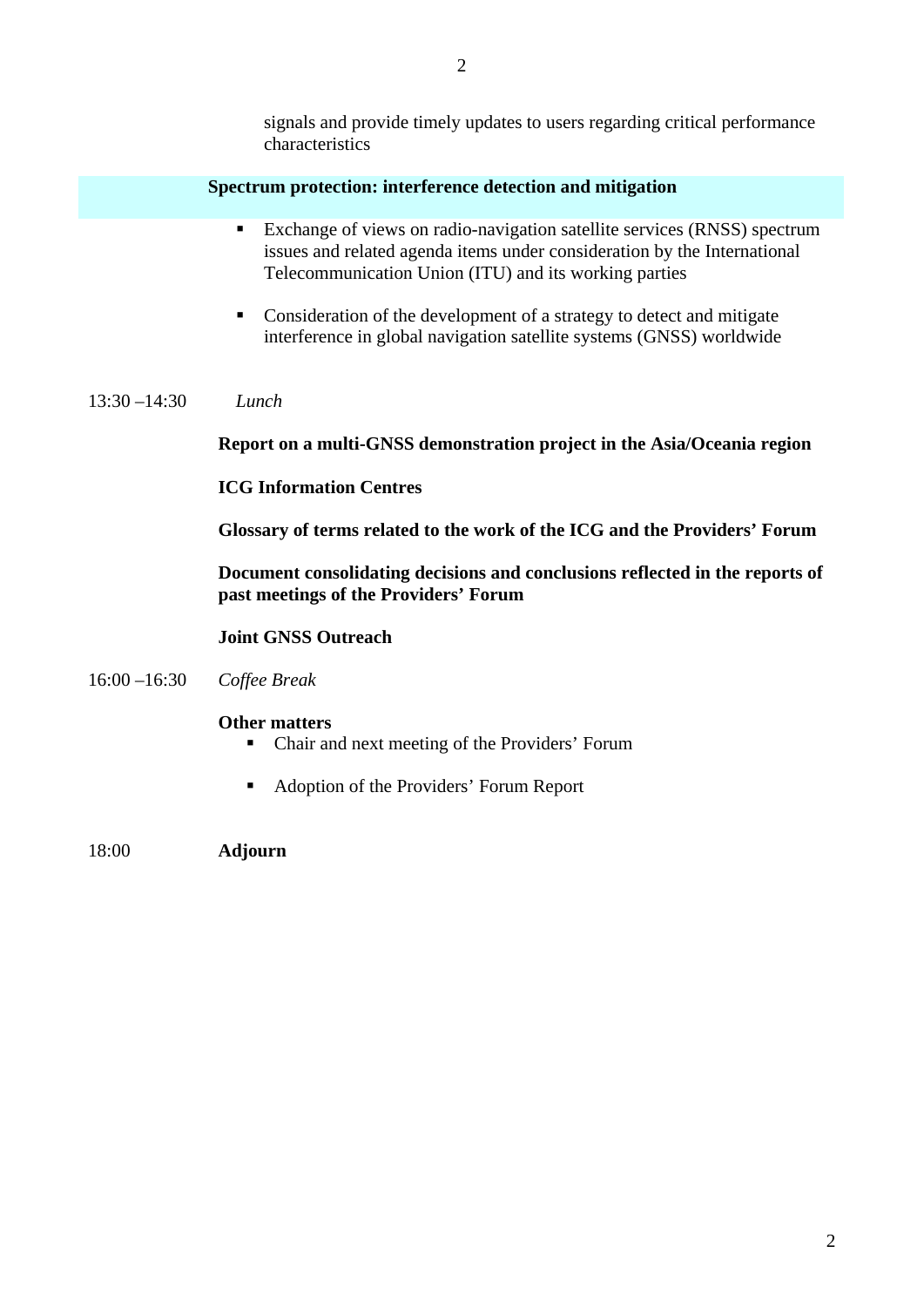signals and provide timely updates to users regarding critical performance characteristics

**Spectrum protection: interference detection and mitigation**

- Exchange of views on radio-navigation satellite services (RNSS) spectrum issues and related agenda items under consideration by the International Telecommunication Union (ITU) and its working parties

- Consideration of the development of a strategy to detect and mitigate interference in global navigation satellite systems (GNSS) worldwide

13:30 –14:30 *Lunch*

**Report on a multi-GNSS demonstration project in the Asia/Oceania region**

**ICG Information Centres**

**Glossary of terms related to the work of the ICG and the Providers' Forum**

**Document consolidating decisions and conclusions reflected in the reports of past meetings of the Providers' Forum**

**Joint GNSS Outreach**

16:00 –16:30 *Coffee Break*

**Other matters**

- Chair and next meeting of the Providers' Forum

- Adoption of the Providers' Forum Report

18:00 **Adjourn**